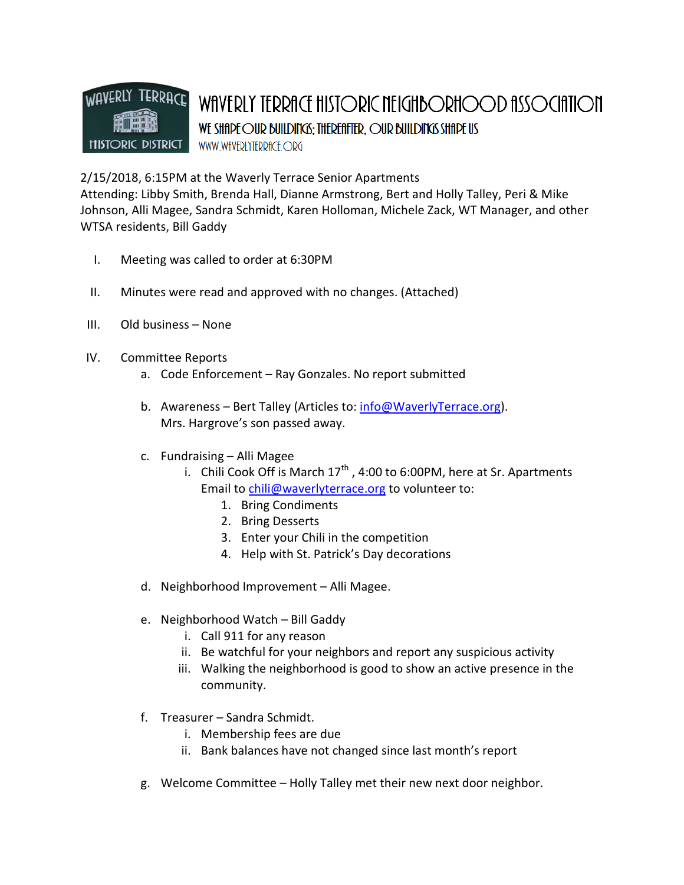# WAVERLY TERRACE HISTORIC NEIGHBORHOOD ASSOCIATION

WE SHAPE OUR BUILDINGS; THEREAFTER, OUR BUILDINGS SHAPE US

WWW.WAVERLYTERRACE.ORG

2/15/2018, 6:15PM at the Waverly Terrace Senior Apartments
Attending: Libby Smith, Brenda Hall, Dianne Armstrong, Bert and Holly Talley, Peri & Mike Johnson, Alli Magee, Sandra Schmidt, Karen Holloman, Michele Zack, WT Manager, and other WTSA residents, Bill Gaddy

I. Meeting was called to order at 6:30PM

II. Minutes were read and approved with no changes. (Attached)

III. Old business – None

IV. Committee Reports
   a. Code Enforcement – Ray Gonzales. No report submitted

   b. Awareness – Bert Talley (Articles to: info@WaverlyTerrace.org).
      Mrs. Hargrove's son passed away.

   c. Fundraising – Alli Magee
      i. Chili Cook Off is March 17th , 4:00 to 6:00PM, here at Sr. Apartments
         Email to chili@waverlyterrace.org to volunteer to:
         1. Bring Condiments
         2. Bring Desserts
         3. Enter your Chili in the competition
         4. Help with St. Patrick's Day decorations

   d. Neighborhood Improvement – Alli Magee.

   e. Neighborhood Watch – Bill Gaddy
      i. Call 911 for any reason
      ii. Be watchful for your neighbors and report any suspicious activity
      iii. Walking the neighborhood is good to show an active presence in the community.

   f. Treasurer – Sandra Schmidt.
      i. Membership fees are due
      ii. Bank balances have not changed since last month's report

   g. Welcome Committee – Holly Talley met their new next door neighbor.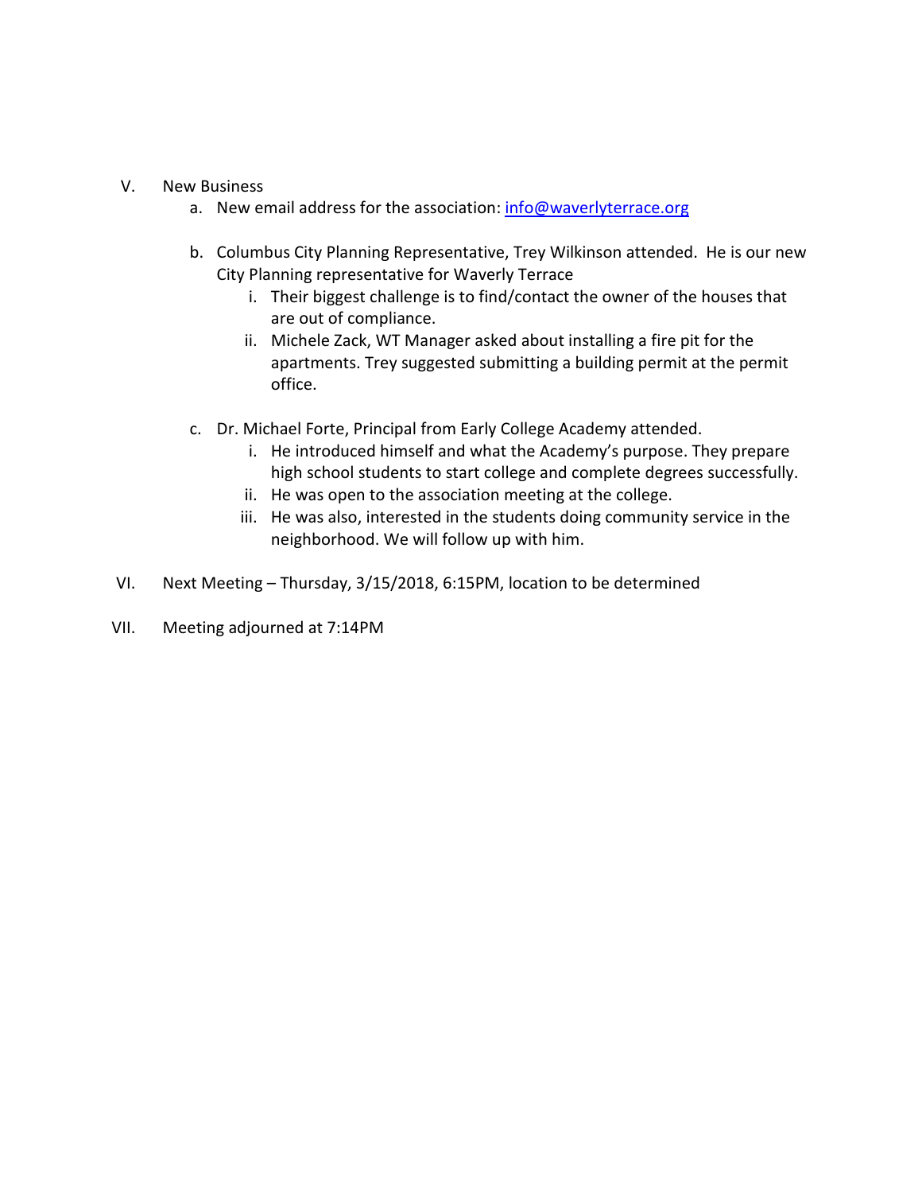V. New Business

a. New email address for the association: info@waverlyterrace.org

b. Columbus City Planning Representative, Trey Wilkinson attended. He is our new City Planning representative for Waverly Terrace

   i. Their biggest challenge is to find/contact the owner of the houses that are out of compliance.

   ii. Michele Zack, WT Manager asked about installing a fire pit for the apartments. Trey suggested submitting a building permit at the permit office.

c. Dr. Michael Forte, Principal from Early College Academy attended.

   i. He introduced himself and what the Academy's purpose. They prepare high school students to start college and complete degrees successfully.

   ii. He was open to the association meeting at the college.

   iii. He was also, interested in the students doing community service in the neighborhood. We will follow up with him.

VI. Next Meeting – Thursday, 3/15/2018, 6:15PM, location to be determined

VII. Meeting adjourned at 7:14PM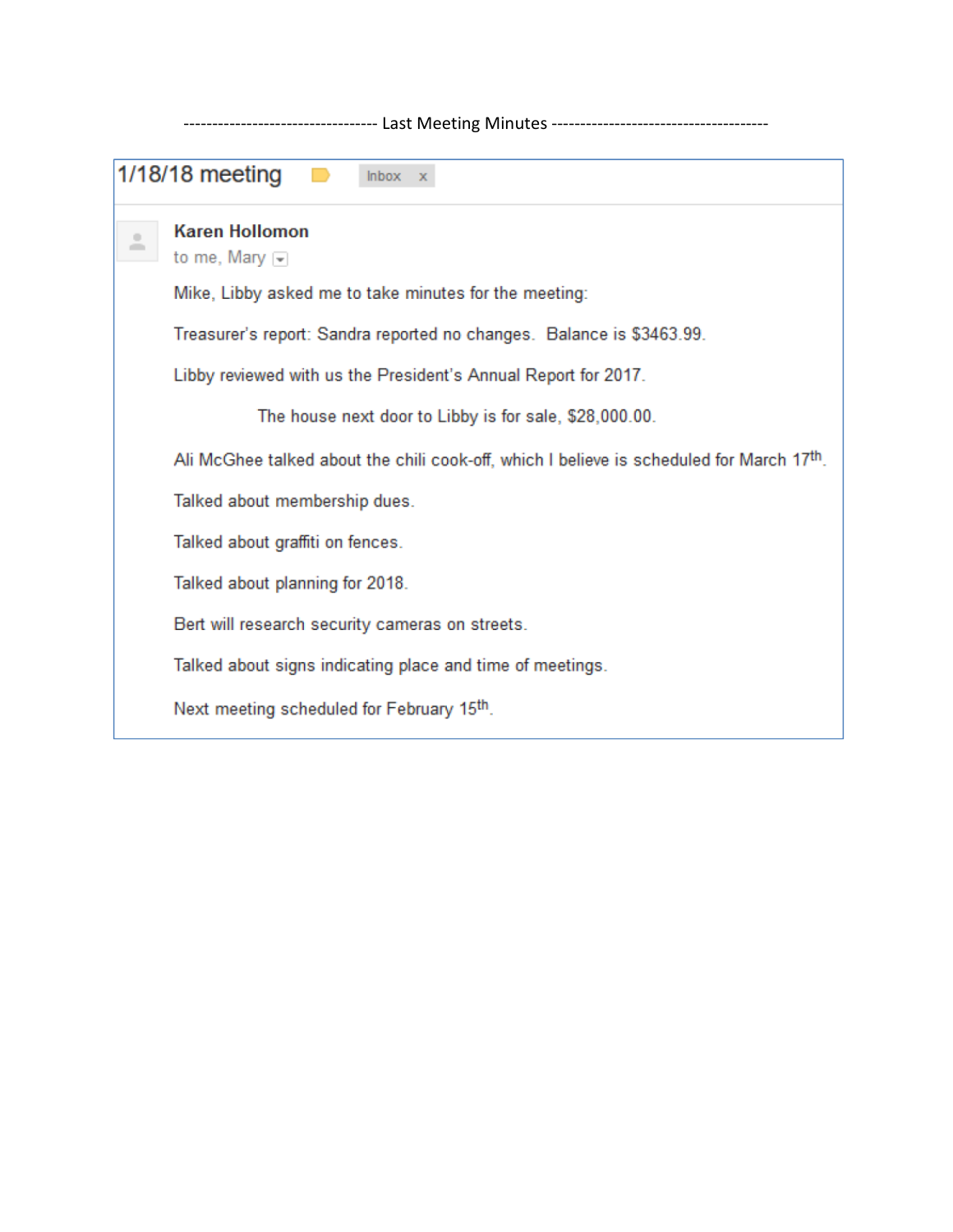---------------------------------- Last Meeting Minutes --------------------------------------

## 1/18/18 meeting

Inbox x

**Karen Hollomon**

to me, Mary

Mike, Libby asked me to take minutes for the meeting:

Treasurer's report: Sandra reported no changes. Balance is $3463.99.

Libby reviewed with us the President's Annual Report for 2017.

The house next door to Libby is for sale, $28,000.00.

Ali McGhee talked about the chili cook-off, which I believe is scheduled for March 17th.

Talked about membership dues.

Talked about graffiti on fences.

Talked about planning for 2018.

Bert will research security cameras on streets.

Talked about signs indicating place and time of meetings.

Next meeting scheduled for February 15th.